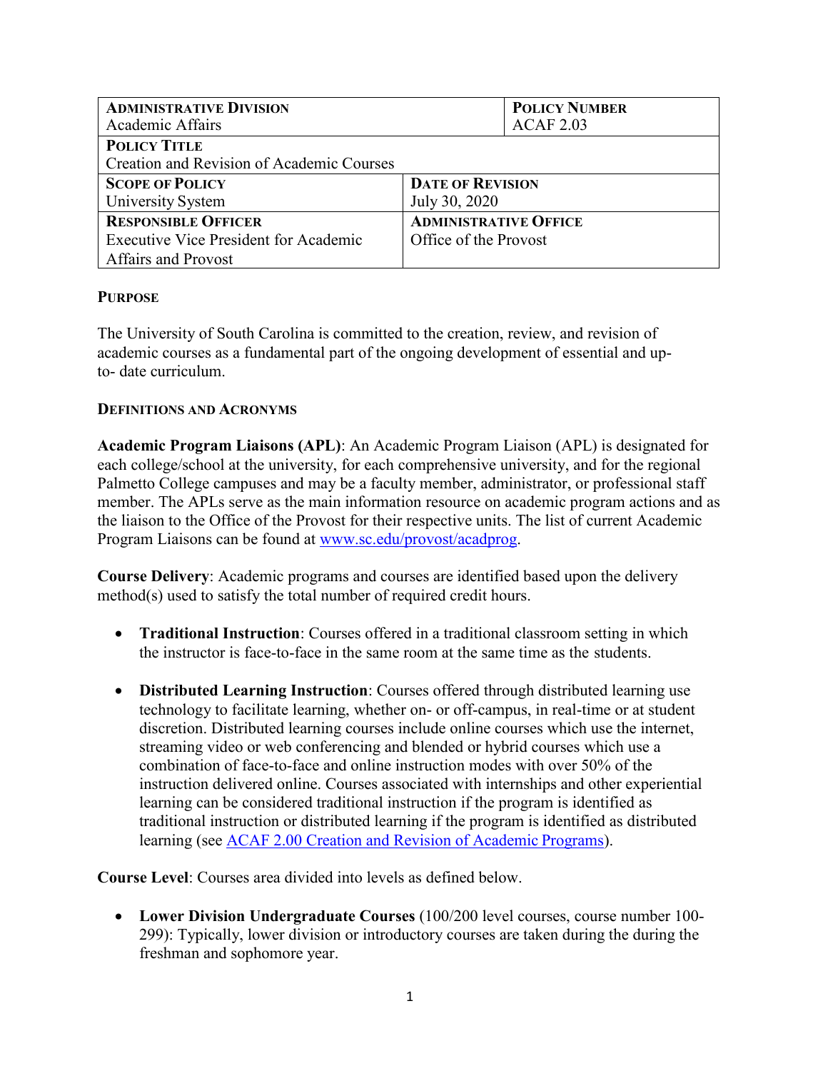| **ADMINISTRATIVE DIVISION**<br>Academic Affairs | | **POLICY NUMBER**<br>ACAF 2.03 |
|---|---|---|
| **POLICY TITLE**<br>Creation and Revision of Academic Courses | | |
| **SCOPE OF POLICY**<br>University System | **DATE OF REVISION**<br>July 30, 2020 | |
| **RESPONSIBLE OFFICER**<br>Executive Vice President for Academic Affairs and Provost | **ADMINISTRATIVE OFFICE**<br>Office of the Provost | |

## PURPOSE

The University of South Carolina is committed to the creation, review, and revision of academic courses as a fundamental part of the ongoing development of essential and up-to- date curriculum.

## DEFINITIONS AND ACRONYMS

**Academic Program Liaisons (APL)**: An Academic Program Liaison (APL) is designated for each college/school at the university, for each comprehensive university, and for the regional Palmetto College campuses and may be a faculty member, administrator, or professional staff member. The APLs serve as the main information resource on academic program actions and as the liaison to the Office of the Provost for their respective units. The list of current Academic Program Liaisons can be found at [www.sc.edu/provost/acadprog](www.sc.edu/provost/acadprog).

**Course Delivery**: Academic programs and courses are identified based upon the delivery method(s) used to satisfy the total number of required credit hours.

- **Traditional Instruction**: Courses offered in a traditional classroom setting in which the instructor is face-to-face in the same room at the same time as the students.

- **Distributed Learning Instruction**: Courses offered through distributed learning use technology to facilitate learning, whether on- or off-campus, in real-time or at student discretion. Distributed learning courses include online courses which use the internet, streaming video or web conferencing and blended or hybrid courses which use a combination of face-to-face and online instruction modes with over 50% of the instruction delivered online. Courses associated with internships and other experiential learning can be considered traditional instruction if the program is identified as traditional instruction or distributed learning if the program is identified as distributed learning (see ACAF 2.00 Creation and Revision of Academic Programs).

**Course Level**: Courses area divided into levels as defined below.

- **Lower Division Undergraduate Courses** (100/200 level courses, course number 100-299): Typically, lower division or introductory courses are taken during the during the freshman and sophomore year.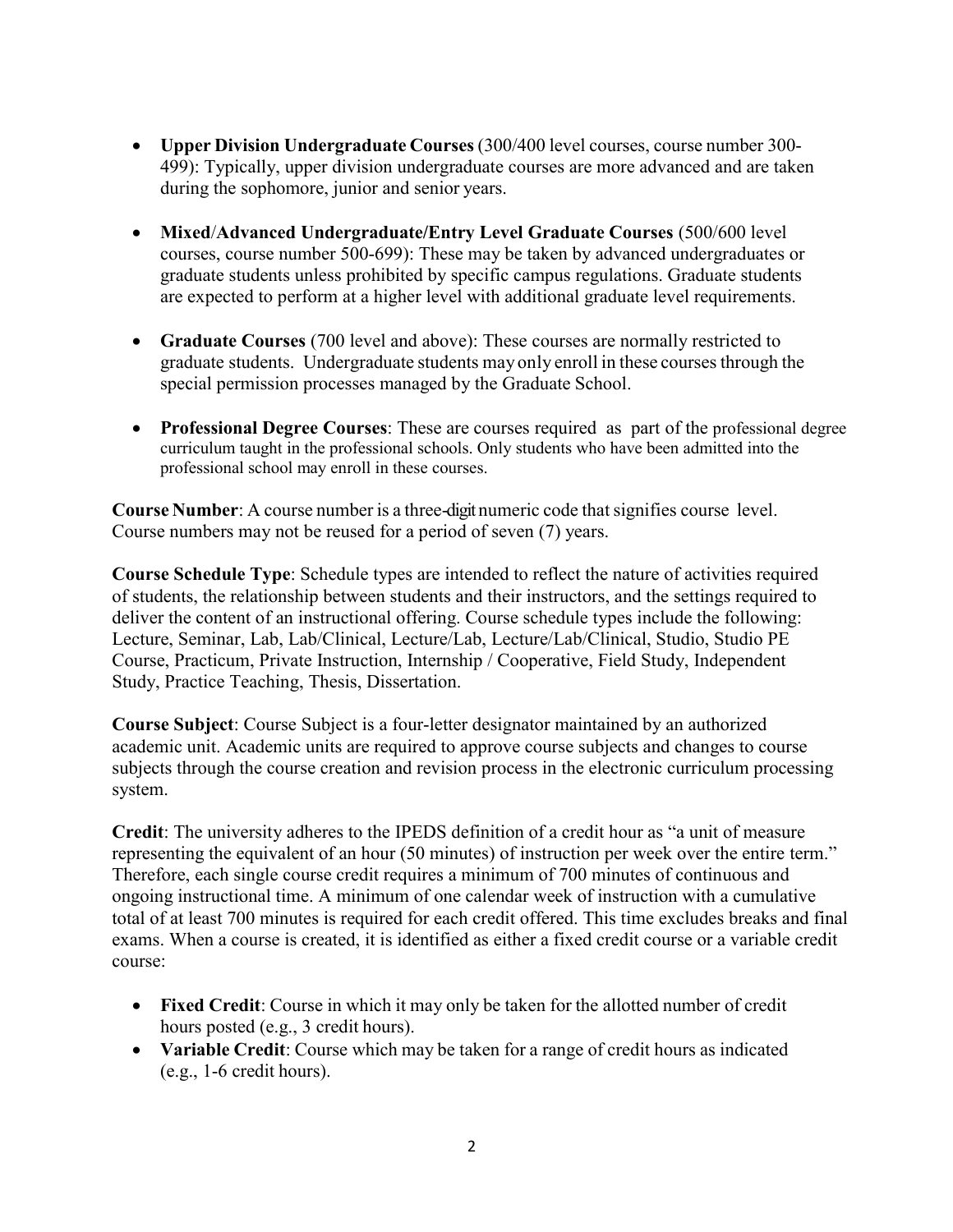- **Upper Division Undergraduate Courses** (300/400 level courses, course number 300-499): Typically, upper division undergraduate courses are more advanced and are taken during the sophomore, junior and senior years.

- **Mixed/Advanced Undergraduate/Entry Level Graduate Courses** (500/600 level courses, course number 500-699): These may be taken by advanced undergraduates or graduate students unless prohibited by specific campus regulations. Graduate students are expected to perform at a higher level with additional graduate level requirements.

- **Graduate Courses** (700 level and above): These courses are normally restricted to graduate students. Undergraduate students may only enroll in these courses through the special permission processes managed by the Graduate School.

- **Professional Degree Courses**: These are courses required as part of the professional degree curriculum taught in the professional schools. Only students who have been admitted into the professional school may enroll in these courses.

**Course Number**: A course number is a three-digit numeric code that signifies course level. Course numbers may not be reused for a period of seven (7) years.

**Course Schedule Type**: Schedule types are intended to reflect the nature of activities required of students, the relationship between students and their instructors, and the settings required to deliver the content of an instructional offering. Course schedule types include the following: Lecture, Seminar, Lab, Lab/Clinical, Lecture/Lab, Lecture/Lab/Clinical, Studio, Studio PE Course, Practicum, Private Instruction, Internship / Cooperative, Field Study, Independent Study, Practice Teaching, Thesis, Dissertation.

**Course Subject**: Course Subject is a four-letter designator maintained by an authorized academic unit. Academic units are required to approve course subjects and changes to course subjects through the course creation and revision process in the electronic curriculum processing system.

**Credit**: The university adheres to the IPEDS definition of a credit hour as "a unit of measure representing the equivalent of an hour (50 minutes) of instruction per week over the entire term." Therefore, each single course credit requires a minimum of 700 minutes of continuous and ongoing instructional time. A minimum of one calendar week of instruction with a cumulative total of at least 700 minutes is required for each credit offered. This time excludes breaks and final exams. When a course is created, it is identified as either a fixed credit course or a variable credit course:

- **Fixed Credit**: Course in which it may only be taken for the allotted number of credit hours posted (e.g., 3 credit hours).
- **Variable Credit**: Course which may be taken for a range of credit hours as indicated (e.g., 1-6 credit hours).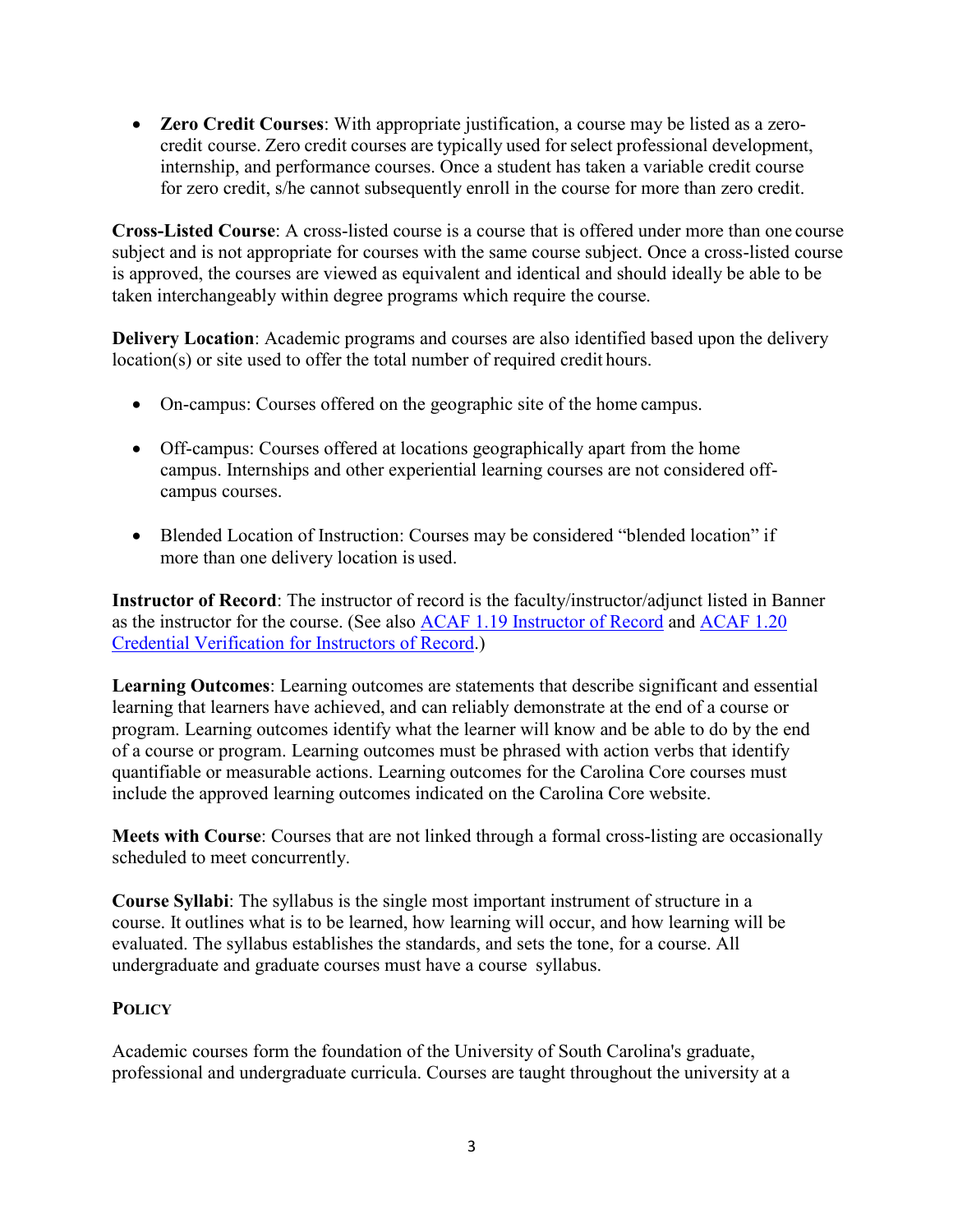- **Zero Credit Courses**: With appropriate justification, a course may be listed as a zero-credit course. Zero credit courses are typically used for select professional development, internship, and performance courses. Once a student has taken a variable credit course for zero credit, s/he cannot subsequently enroll in the course for more than zero credit.

**Cross-Listed Course**: A cross-listed course is a course that is offered under more than one course subject and is not appropriate for courses with the same course subject. Once a cross-listed course is approved, the courses are viewed as equivalent and identical and should ideally be able to be taken interchangeably within degree programs which require the course.

**Delivery Location**: Academic programs and courses are also identified based upon the delivery location(s) or site used to offer the total number of required credit hours.

- On-campus: Courses offered on the geographic site of the home campus.
- Off-campus: Courses offered at locations geographically apart from the home campus. Internships and other experiential learning courses are not considered off-campus courses.
- Blended Location of Instruction: Courses may be considered "blended location" if more than one delivery location is used.

**Instructor of Record**: The instructor of record is the faculty/instructor/adjunct listed in Banner as the instructor for the course. (See also ACAF 1.19 Instructor of Record and ACAF 1.20 Credential Verification for Instructors of Record.)

**Learning Outcomes**: Learning outcomes are statements that describe significant and essential learning that learners have achieved, and can reliably demonstrate at the end of a course or program. Learning outcomes identify what the learner will know and be able to do by the end of a course or program. Learning outcomes must be phrased with action verbs that identify quantifiable or measurable actions. Learning outcomes for the Carolina Core courses must include the approved learning outcomes indicated on the Carolina Core website.

**Meets with Course**: Courses that are not linked through a formal cross-listing are occasionally scheduled to meet concurrently.

**Course Syllabi**: The syllabus is the single most important instrument of structure in a course. It outlines what is to be learned, how learning will occur, and how learning will be evaluated. The syllabus establishes the standards, and sets the tone, for a course. All undergraduate and graduate courses must have a course syllabus.

## POLICY

Academic courses form the foundation of the University of South Carolina's graduate, professional and undergraduate curricula. Courses are taught throughout the university at a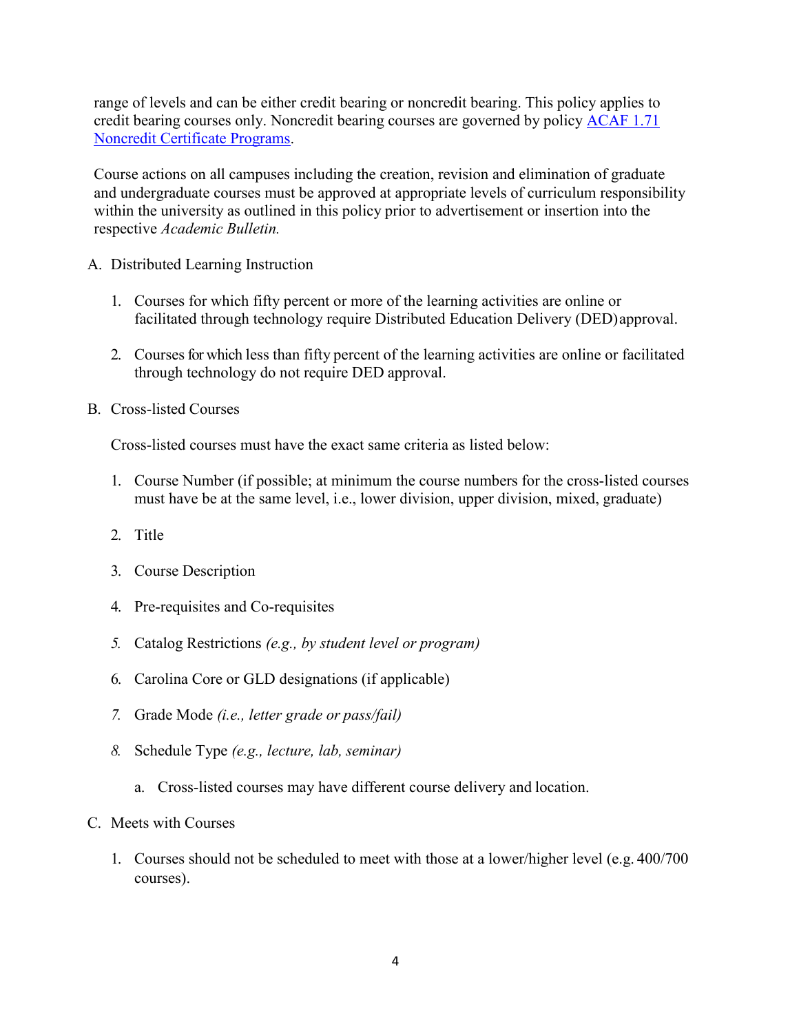range of levels and can be either credit bearing or noncredit bearing. This policy applies to credit bearing courses only. Noncredit bearing courses are governed by policy [ACAF 1.71 Noncredit Certificate Programs]().

Course actions on all campuses including the creation, revision and elimination of graduate and undergraduate courses must be approved at appropriate levels of curriculum responsibility within the university as outlined in this policy prior to advertisement or insertion into the respective *Academic Bulletin.*

A. Distributed Learning Instruction

   1. Courses for which fifty percent or more of the learning activities are online or facilitated through technology require Distributed Education Delivery (DED) approval.

   2. Courses for which less than fifty percent of the learning activities are online or facilitated through technology do not require DED approval.

B. Cross-listed Courses

   Cross-listed courses must have the exact same criteria as listed below:

   1. Course Number (if possible; at minimum the course numbers for the cross-listed courses must have be at the same level, i.e., lower division, upper division, mixed, graduate)

   2. Title

   3. Course Description

   4. Pre-requisites and Co-requisites

   5. Catalog Restrictions *(e.g., by student level or program)*

   6. Carolina Core or GLD designations (if applicable)

   7. Grade Mode *(i.e., letter grade or pass/fail)*

   8. Schedule Type *(e.g., lecture, lab, seminar)*

      a. Cross-listed courses may have different course delivery and location.

C. Meets with Courses

   1. Courses should not be scheduled to meet with those at a lower/higher level (e.g. 400/700 courses).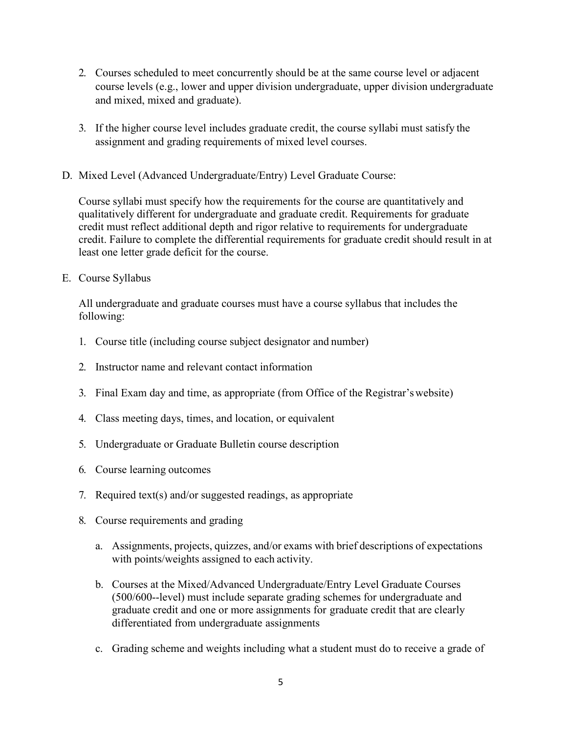2. Courses scheduled to meet concurrently should be at the same course level or adjacent course levels (e.g., lower and upper division undergraduate, upper division undergraduate and mixed, mixed and graduate).

3. If the higher course level includes graduate credit, the course syllabi must satisfy the assignment and grading requirements of mixed level courses.

D. Mixed Level (Advanced Undergraduate/Entry) Level Graduate Course:

   Course syllabi must specify how the requirements for the course are quantitatively and qualitatively different for undergraduate and graduate credit. Requirements for graduate credit must reflect additional depth and rigor relative to requirements for undergraduate credit. Failure to complete the differential requirements for graduate credit should result in at least one letter grade deficit for the course.

E. Course Syllabus

   All undergraduate and graduate courses must have a course syllabus that includes the following:

   1. Course title (including course subject designator and number)

   2. Instructor name and relevant contact information

   3. Final Exam day and time, as appropriate (from Office of the Registrar's website)

   4. Class meeting days, times, and location, or equivalent

   5. Undergraduate or Graduate Bulletin course description

   6. Course learning outcomes

   7. Required text(s) and/or suggested readings, as appropriate

   8. Course requirements and grading

      a. Assignments, projects, quizzes, and/or exams with brief descriptions of expectations with points/weights assigned to each activity.

      b. Courses at the Mixed/Advanced Undergraduate/Entry Level Graduate Courses (500/600--level) must include separate grading schemes for undergraduate and graduate credit and one or more assignments for graduate credit that are clearly differentiated from undergraduate assignments

      c. Grading scheme and weights including what a student must do to receive a grade of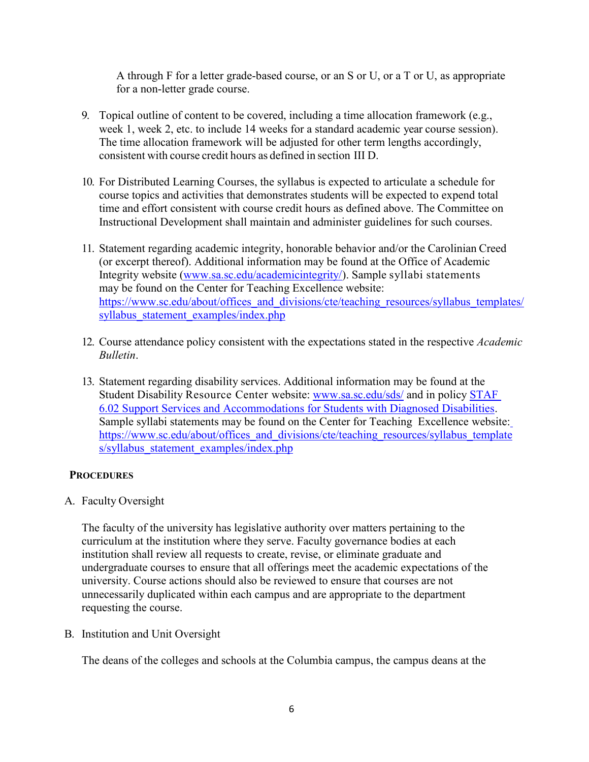A through F for a letter grade-based course, or an S or U, or a T or U, as appropriate for a non-letter grade course.

9. Topical outline of content to be covered, including a time allocation framework (e.g., week 1, week 2, etc. to include 14 weeks for a standard academic year course session). The time allocation framework will be adjusted for other term lengths accordingly, consistent with course credit hours as defined in section III D.

10. For Distributed Learning Courses, the syllabus is expected to articulate a schedule for course topics and activities that demonstrates students will be expected to expend total time and effort consistent with course credit hours as defined above. The Committee on Instructional Development shall maintain and administer guidelines for such courses.

11. Statement regarding academic integrity, honorable behavior and/or the Carolinian Creed (or excerpt thereof). Additional information may be found at the Office of Academic Integrity website ([www.sa.sc.edu/academicintegrity/](www.sa.sc.edu/academicintegrity/)). Sample syllabi statements may be found on the Center for Teaching Excellence website: [https://www.sc.edu/about/offices_and_divisions/cte/teaching_resources/syllabus_templates/syllabus_statement_examples/index.php](https://www.sc.edu/about/offices_and_divisions/cte/teaching_resources/syllabus_templates/syllabus_statement_examples/index.php)

12. Course attendance policy consistent with the expectations stated in the respective *Academic Bulletin*.

13. Statement regarding disability services. Additional information may be found at the Student Disability Resource Center website: [www.sa.sc.edu/sds/](www.sa.sc.edu/sds/) and in policy [STAF 6.02 Support Services and Accommodations for Students with Diagnosed Disabilities](). Sample syllabi statements may be found on the Center for Teaching Excellence website: [https://www.sc.edu/about/offices_and_divisions/cte/teaching_resources/syllabus_templates/syllabus_statement_examples/index.php](https://www.sc.edu/about/offices_and_divisions/cte/teaching_resources/syllabus_templates/syllabus_statement_examples/index.php)

## PROCEDURES

A. Faculty Oversight

The faculty of the university has legislative authority over matters pertaining to the curriculum at the institution where they serve. Faculty governance bodies at each institution shall review all requests to create, revise, or eliminate graduate and undergraduate courses to ensure that all offerings meet the academic expectations of the university. Course actions should also be reviewed to ensure that courses are not unnecessarily duplicated within each campus and are appropriate to the department requesting the course.

B. Institution and Unit Oversight

The deans of the colleges and schools at the Columbia campus, the campus deans at the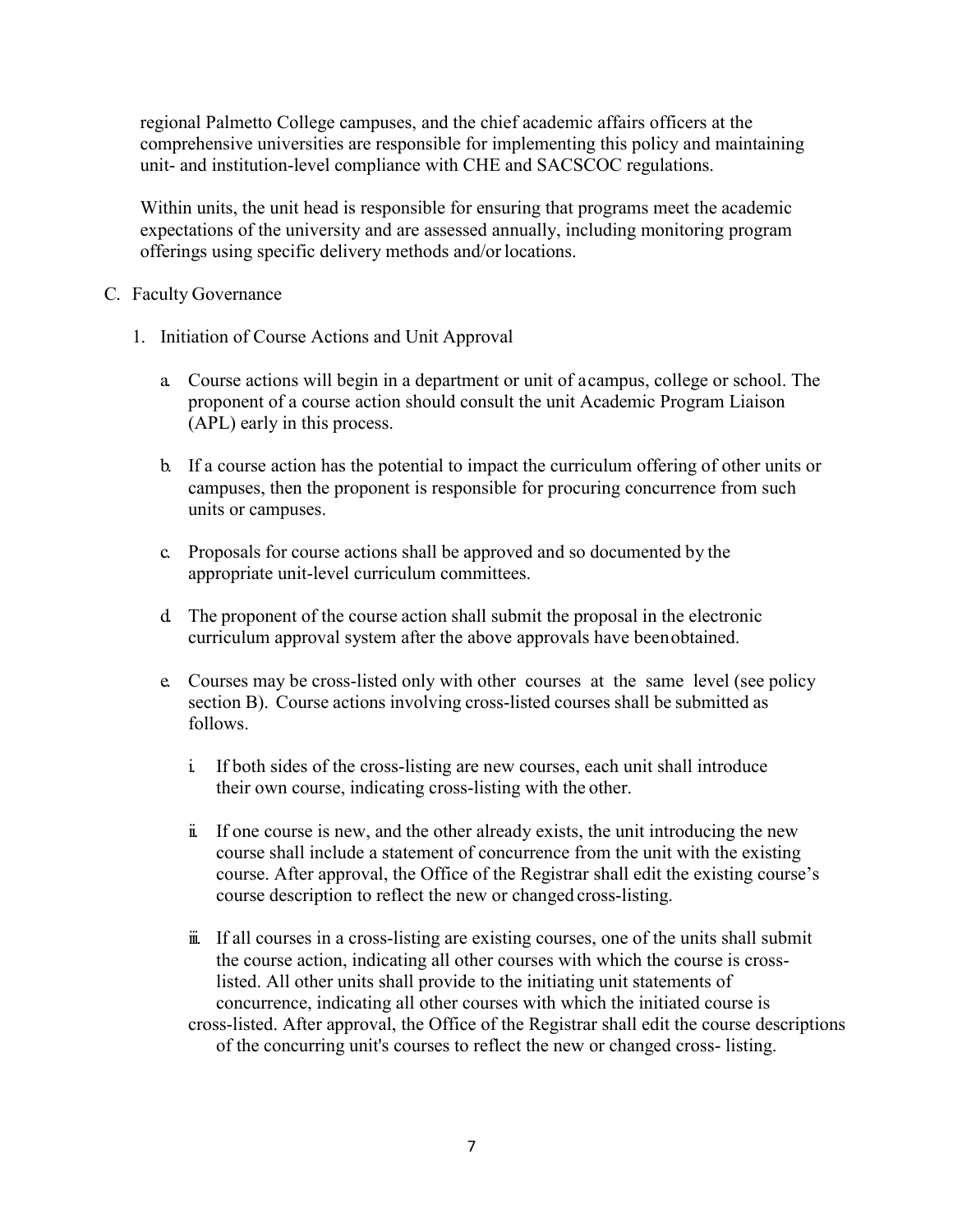regional Palmetto College campuses, and the chief academic affairs officers at the comprehensive universities are responsible for implementing this policy and maintaining unit- and institution-level compliance with CHE and SACSCOC regulations.

Within units, the unit head is responsible for ensuring that programs meet the academic expectations of the university and are assessed annually, including monitoring program offerings using specific delivery methods and/or locations.

C. Faculty Governance

1. Initiation of Course Actions and Unit Approval

   a. Course actions will begin in a department or unit of a campus, college or school. The proponent of a course action should consult the unit Academic Program Liaison (APL) early in this process.

   b. If a course action has the potential to impact the curriculum offering of other units or campuses, then the proponent is responsible for procuring concurrence from such units or campuses.

   c. Proposals for course actions shall be approved and so documented by the appropriate unit-level curriculum committees.

   d. The proponent of the course action shall submit the proposal in the electronic curriculum approval system after the above approvals have been obtained.

   e. Courses may be cross-listed only with other courses at the same level (see policy section B). Course actions involving cross-listed courses shall be submitted as follows.

      i. If both sides of the cross-listing are new courses, each unit shall introduce their own course, indicating cross-listing with the other.

      ii. If one course is new, and the other already exists, the unit introducing the new course shall include a statement of concurrence from the unit with the existing course. After approval, the Office of the Registrar shall edit the existing course's course description to reflect the new or changed cross-listing.

      iii. If all courses in a cross-listing are existing courses, one of the units shall submit the course action, indicating all other courses with which the course is cross-listed. All other units shall provide to the initiating unit statements of concurrence, indicating all other courses with which the initiated course is cross-listed. After approval, the Office of the Registrar shall edit the course descriptions of the concurring unit's courses to reflect the new or changed cross- listing.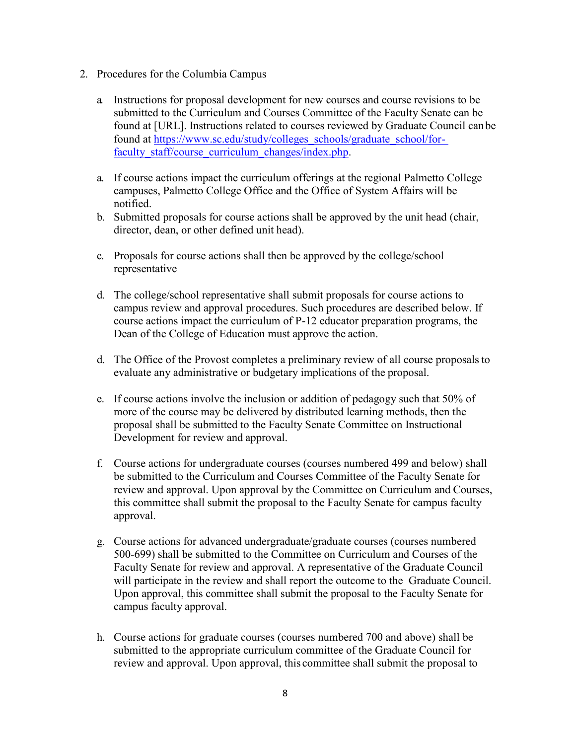2. Procedures for the Columbia Campus

   a. Instructions for proposal development for new courses and course revisions to be submitted to the Curriculum and Courses Committee of the Faculty Senate can be found at [URL]. Instructions related to courses reviewed by Graduate Council can be found at [https://www.sc.edu/study/colleges_schools/graduate_school/for-faculty_staff/course_curriculum_changes/index.php](https://www.sc.edu/study/colleges_schools/graduate_school/for-faculty_staff/course_curriculum_changes/index.php).

   a. If course actions impact the curriculum offerings at the regional Palmetto College campuses, Palmetto College Office and the Office of System Affairs will be notified.

   b. Submitted proposals for course actions shall be approved by the unit head (chair, director, dean, or other defined unit head).

   c. Proposals for course actions shall then be approved by the college/school representative

   d. The college/school representative shall submit proposals for course actions to campus review and approval procedures. Such procedures are described below. If course actions impact the curriculum of P-12 educator preparation programs, the Dean of the College of Education must approve the action.

   d. The Office of the Provost completes a preliminary review of all course proposals to evaluate any administrative or budgetary implications of the proposal.

   e. If course actions involve the inclusion or addition of pedagogy such that 50% of more of the course may be delivered by distributed learning methods, then the proposal shall be submitted to the Faculty Senate Committee on Instructional Development for review and approval.

   f. Course actions for undergraduate courses (courses numbered 499 and below) shall be submitted to the Curriculum and Courses Committee of the Faculty Senate for review and approval. Upon approval by the Committee on Curriculum and Courses, this committee shall submit the proposal to the Faculty Senate for campus faculty approval.

   g. Course actions for advanced undergraduate/graduate courses (courses numbered 500-699) shall be submitted to the Committee on Curriculum and Courses of the Faculty Senate for review and approval. A representative of the Graduate Council will participate in the review and shall report the outcome to the Graduate Council. Upon approval, this committee shall submit the proposal to the Faculty Senate for campus faculty approval.

   h. Course actions for graduate courses (courses numbered 700 and above) shall be submitted to the appropriate curriculum committee of the Graduate Council for review and approval. Upon approval, this committee shall submit the proposal to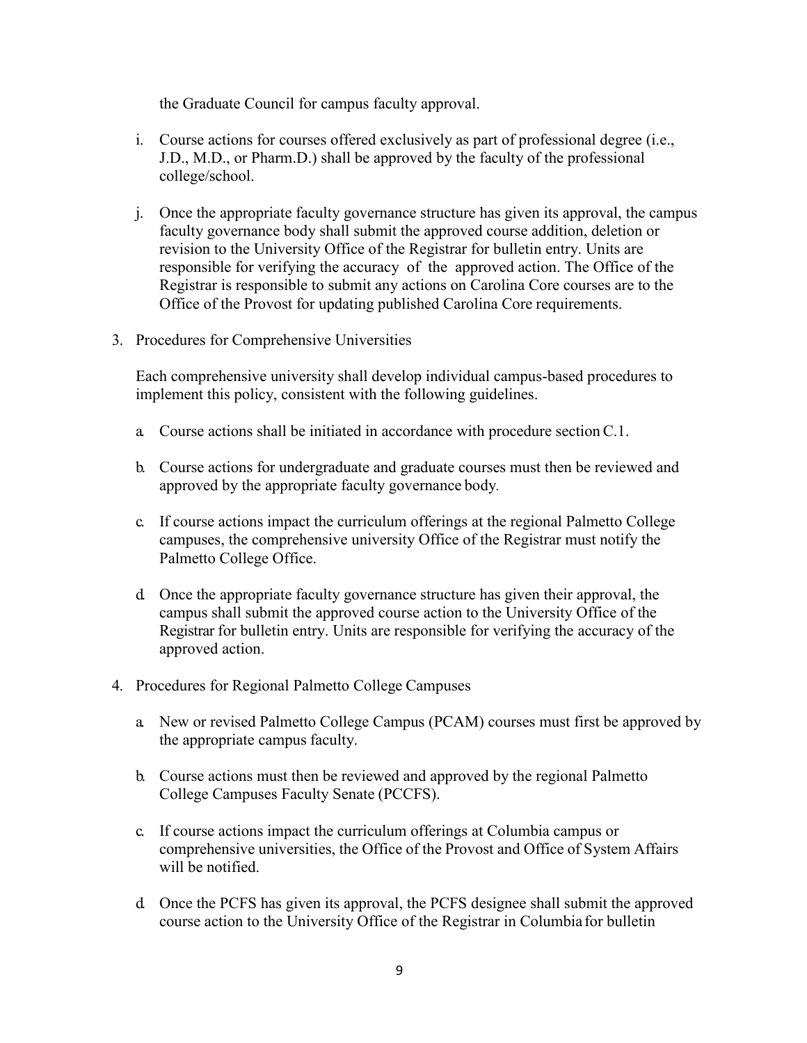the Graduate Council for campus faculty approval.

i. Course actions for courses offered exclusively as part of professional degree (i.e., J.D., M.D., or Pharm.D.) shall be approved by the faculty of the professional college/school.

j. Once the appropriate faculty governance structure has given its approval, the campus faculty governance body shall submit the approved course addition, deletion or revision to the University Office of the Registrar for bulletin entry. Units are responsible for verifying the accuracy of the approved action. The Office of the Registrar is responsible to submit any actions on Carolina Core courses are to the Office of the Provost for updating published Carolina Core requirements.

3. Procedures for Comprehensive Universities

   Each comprehensive university shall develop individual campus-based procedures to implement this policy, consistent with the following guidelines.

   a. Course actions shall be initiated in accordance with procedure section C.1.

   b. Course actions for undergraduate and graduate courses must then be reviewed and approved by the appropriate faculty governance body.

   c. If course actions impact the curriculum offerings at the regional Palmetto College campuses, the comprehensive university Office of the Registrar must notify the Palmetto College Office.

   d. Once the appropriate faculty governance structure has given their approval, the campus shall submit the approved course action to the University Office of the Registrar for bulletin entry. Units are responsible for verifying the accuracy of the approved action.

4. Procedures for Regional Palmetto College Campuses

   a. New or revised Palmetto College Campus (PCAM) courses must first be approved by the appropriate campus faculty.

   b. Course actions must then be reviewed and approved by the regional Palmetto College Campuses Faculty Senate (PCCFS).

   c. If course actions impact the curriculum offerings at Columbia campus or comprehensive universities, the Office of the Provost and Office of System Affairs will be notified.

   d. Once the PCFS has given its approval, the PCFS designee shall submit the approved course action to the University Office of the Registrar in Columbia for bulletin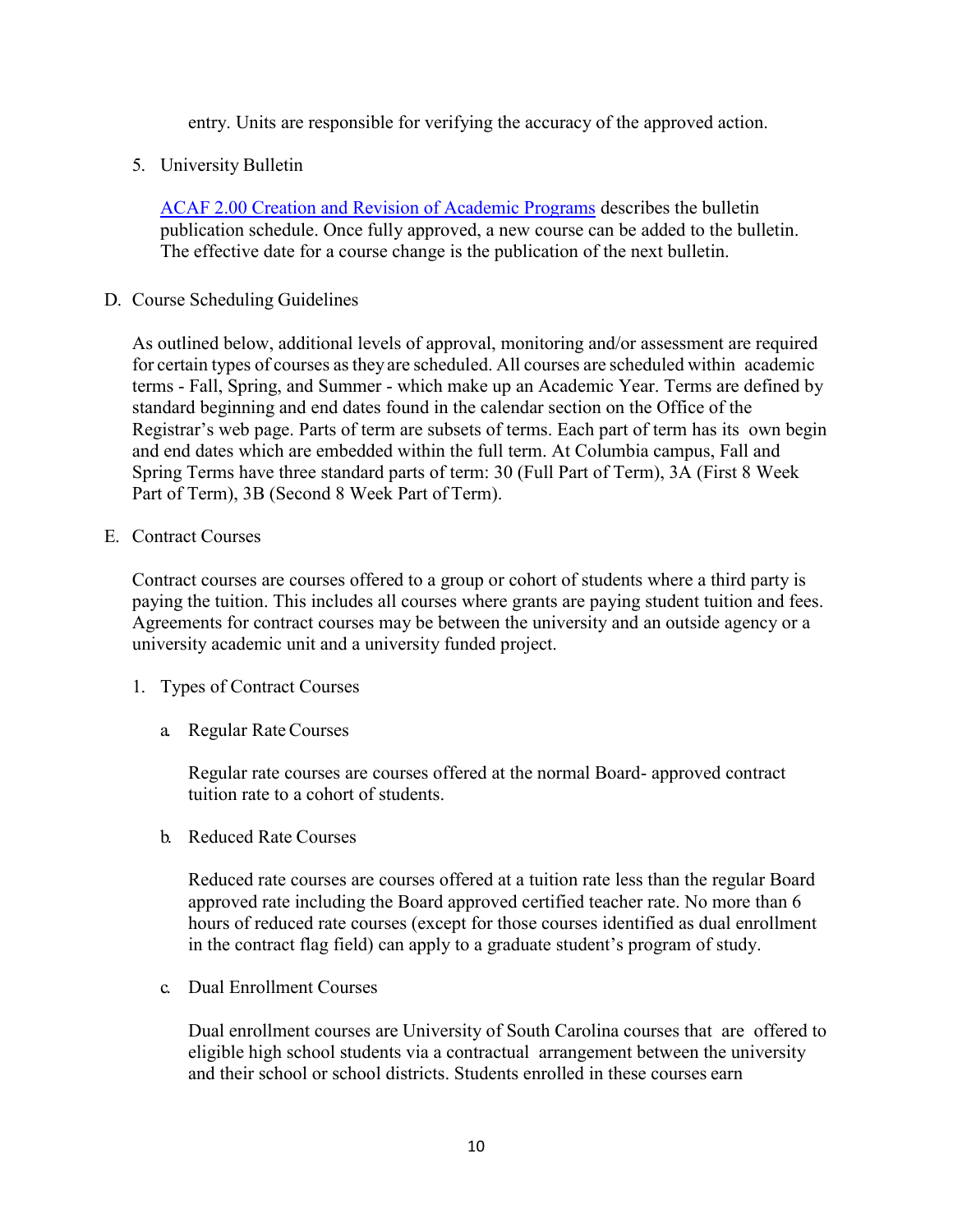entry. Units are responsible for verifying the accuracy of the approved action.

5. University Bulletin

   [ACAF 2.00 Creation and Revision of Academic Programs](ACAF 2.00 Creation and Revision of Academic Programs) describes the bulletin publication schedule. Once fully approved, a new course can be added to the bulletin. The effective date for a course change is the publication of the next bulletin.

D. Course Scheduling Guidelines

As outlined below, additional levels of approval, monitoring and/or assessment are required for certain types of courses as they are scheduled. All courses are scheduled within academic terms - Fall, Spring, and Summer - which make up an Academic Year. Terms are defined by standard beginning and end dates found in the calendar section on the Office of the Registrar's web page. Parts of term are subsets of terms. Each part of term has its own begin and end dates which are embedded within the full term. At Columbia campus, Fall and Spring Terms have three standard parts of term: 30 (Full Part of Term), 3A (First 8 Week Part of Term), 3B (Second 8 Week Part of Term).

E. Contract Courses

Contract courses are courses offered to a group or cohort of students where a third party is paying the tuition. This includes all courses where grants are paying student tuition and fees. Agreements for contract courses may be between the university and an outside agency or a university academic unit and a university funded project.

1. Types of Contract Courses

   a. Regular Rate Courses

      Regular rate courses are courses offered at the normal Board- approved contract tuition rate to a cohort of students.

   b. Reduced Rate Courses

      Reduced rate courses are courses offered at a tuition rate less than the regular Board approved rate including the Board approved certified teacher rate. No more than 6 hours of reduced rate courses (except for those courses identified as dual enrollment in the contract flag field) can apply to a graduate student's program of study.

   c. Dual Enrollment Courses

      Dual enrollment courses are University of South Carolina courses that are offered to eligible high school students via a contractual arrangement between the university and their school or school districts. Students enrolled in these courses earn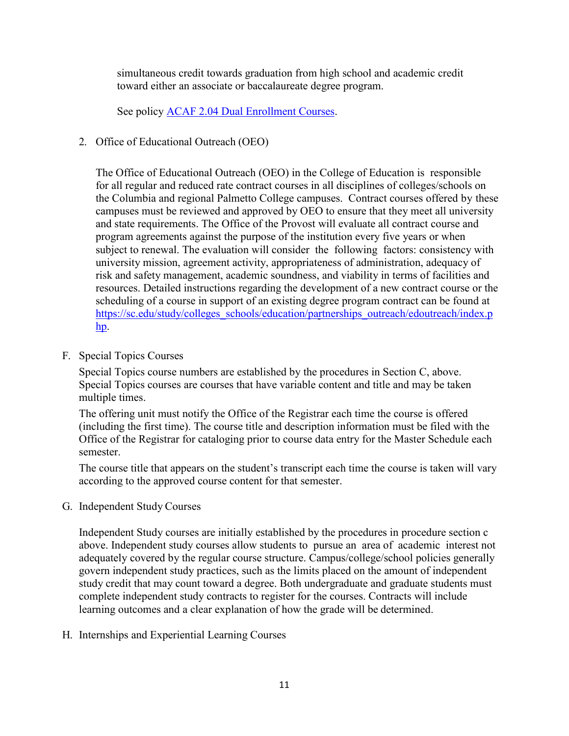simultaneous credit towards graduation from high school and academic credit toward either an associate or baccalaureate degree program.

See policy [ACAF 2.04 Dual Enrollment Courses](ACAF 2.04 Dual Enrollment Courses).

2. Office of Educational Outreach (OEO)

   The Office of Educational Outreach (OEO) in the College of Education is responsible for all regular and reduced rate contract courses in all disciplines of colleges/schools on the Columbia and regional Palmetto College campuses. Contract courses offered by these campuses must be reviewed and approved by OEO to ensure that they meet all university and state requirements. The Office of the Provost will evaluate all contract course and program agreements against the purpose of the institution every five years or when subject to renewal. The evaluation will consider the following factors: consistency with university mission, agreement activity, appropriateness of administration, adequacy of risk and safety management, academic soundness, and viability in terms of facilities and resources. Detailed instructions regarding the development of a new contract course or the scheduling of a course in support of an existing degree program contract can be found at https://sc.edu/study/colleges_schools/education/partnerships_outreach/edoutreach/index.php.

F. Special Topics Courses

   Special Topics course numbers are established by the procedures in Section C, above. Special Topics courses are courses that have variable content and title and may be taken multiple times.

   The offering unit must notify the Office of the Registrar each time the course is offered (including the first time). The course title and description information must be filed with the Office of the Registrar for cataloging prior to course data entry for the Master Schedule each semester.

   The course title that appears on the student's transcript each time the course is taken will vary according to the approved course content for that semester.

G. Independent Study Courses

   Independent Study courses are initially established by the procedures in procedure section c above. Independent study courses allow students to pursue an area of academic interest not adequately covered by the regular course structure. Campus/college/school policies generally govern independent study practices, such as the limits placed on the amount of independent study credit that may count toward a degree. Both undergraduate and graduate students must complete independent study contracts to register for the courses. Contracts will include learning outcomes and a clear explanation of how the grade will be determined.

H. Internships and Experiential Learning Courses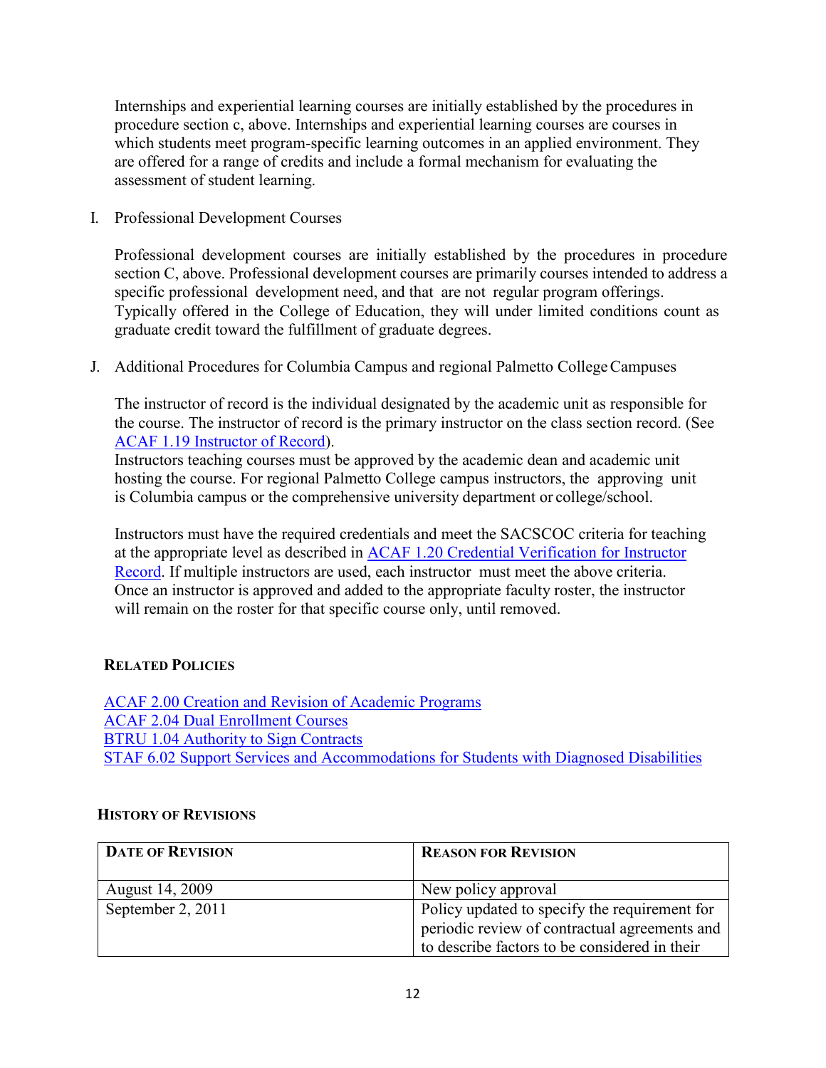Internships and experiential learning courses are initially established by the procedures in procedure section c, above. Internships and experiential learning courses are courses in which students meet program-specific learning outcomes in an applied environment. They are offered for a range of credits and include a formal mechanism for evaluating the assessment of student learning.

I. Professional Development Courses

Professional development courses are initially established by the procedures in procedure section C, above. Professional development courses are primarily courses intended to address a specific professional development need, and that are not regular program offerings. Typically offered in the College of Education, they will under limited conditions count as graduate credit toward the fulfillment of graduate degrees.

J. Additional Procedures for Columbia Campus and regional Palmetto College Campuses

The instructor of record is the individual designated by the academic unit as responsible for the course. The instructor of record is the primary instructor on the class section record. (See [ACAF 1.19 Instructor of Record](ACAF 1.19 Instructor of Record)).
Instructors teaching courses must be approved by the academic dean and academic unit hosting the course. For regional Palmetto College campus instructors, the approving unit is Columbia campus or the comprehensive university department or college/school.

Instructors must have the required credentials and meet the SACSCOC criteria for teaching at the appropriate level as described in [ACAF 1.20 Credential Verification for Instructor Record](ACAF 1.20 Credential Verification for Instructor Record). If multiple instructors are used, each instructor must meet the above criteria. Once an instructor is approved and added to the appropriate faculty roster, the instructor will remain on the roster for that specific course only, until removed.

## Related Policies

[ACAF 2.00 Creation and Revision of Academic Programs](ACAF 2.00 Creation and Revision of Academic Programs)
[ACAF 2.04 Dual Enrollment Courses](ACAF 2.04 Dual Enrollment Courses)
[BTRU 1.04 Authority to Sign Contracts](BTRU 1.04 Authority to Sign Contracts)
[STAF 6.02 Support Services and Accommodations for Students with Diagnosed Disabilities](STAF 6.02 Support Services and Accommodations for Students with Diagnosed Disabilities)

## History of Revisions

| Date of Revision | Reason for Revision |
|---|---|
| August 14, 2009 | New policy approval |
| September 2, 2011 | Policy updated to specify the requirement for periodic review of contractual agreements and to describe factors to be considered in their |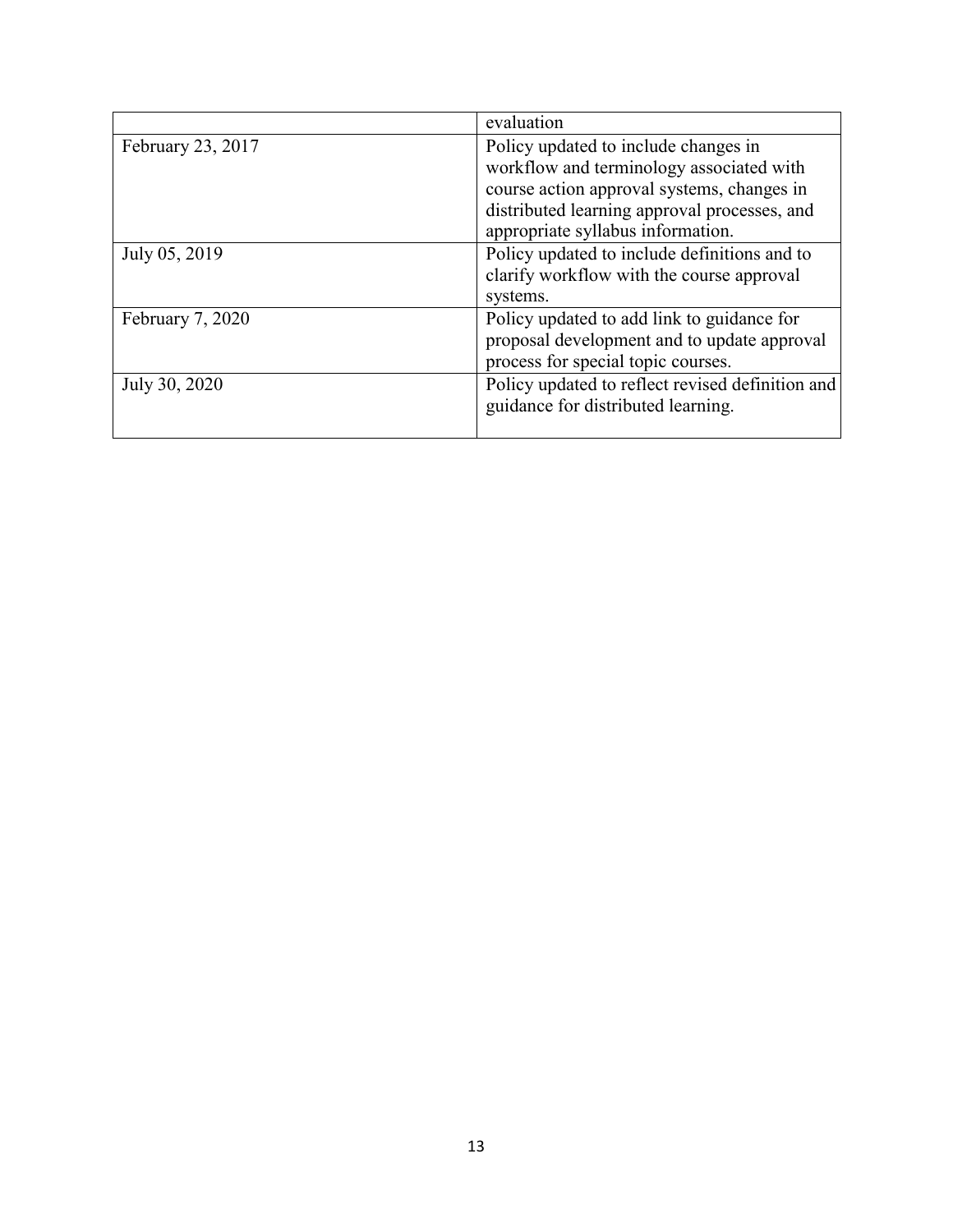| | |
|---|---|
| | evaluation |
| February 23, 2017 | Policy updated to include changes in workflow and terminology associated with course action approval systems, changes in distributed learning approval processes, and appropriate syllabus information. |
| July 05, 2019 | Policy updated to include definitions and to clarify workflow with the course approval systems. |
| February 7, 2020 | Policy updated to add link to guidance for proposal development and to update approval process for special topic courses. |
| July 30, 2020 | Policy updated to reflect revised definition and guidance for distributed learning. |